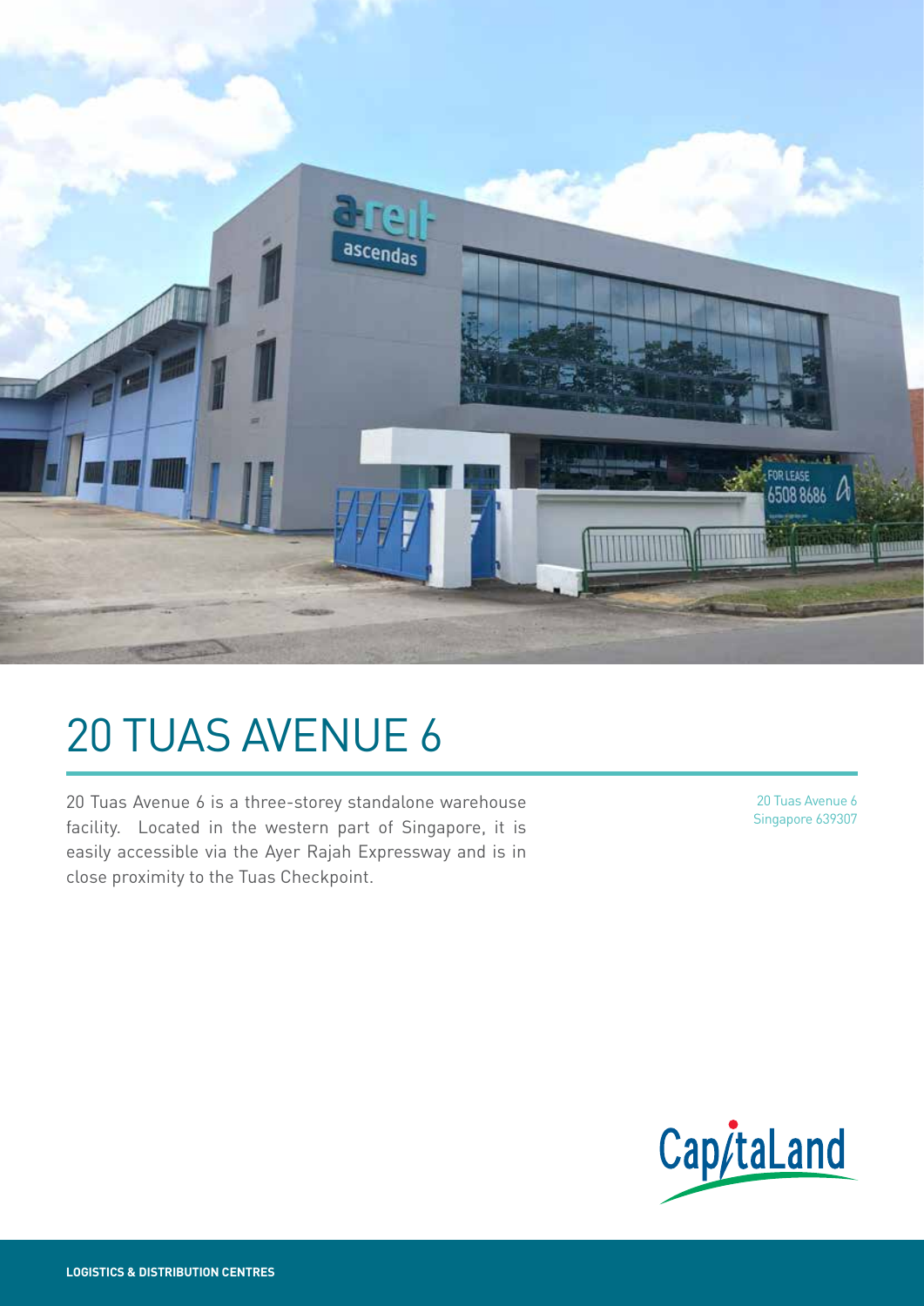# 20 TUAS AVENUE 6

20 Tuas Avenue 6 is a three-storey standalone warehouse facility. Located in the western part of Singapore, it is easily accessible via the Ayer Rajah Expressway and is in close proximity to the Tuas Checkpoint.

20 Tuas Avenue 6
Singapore 639307

**LOGISTICS & DISTRIBUTION CENTRES**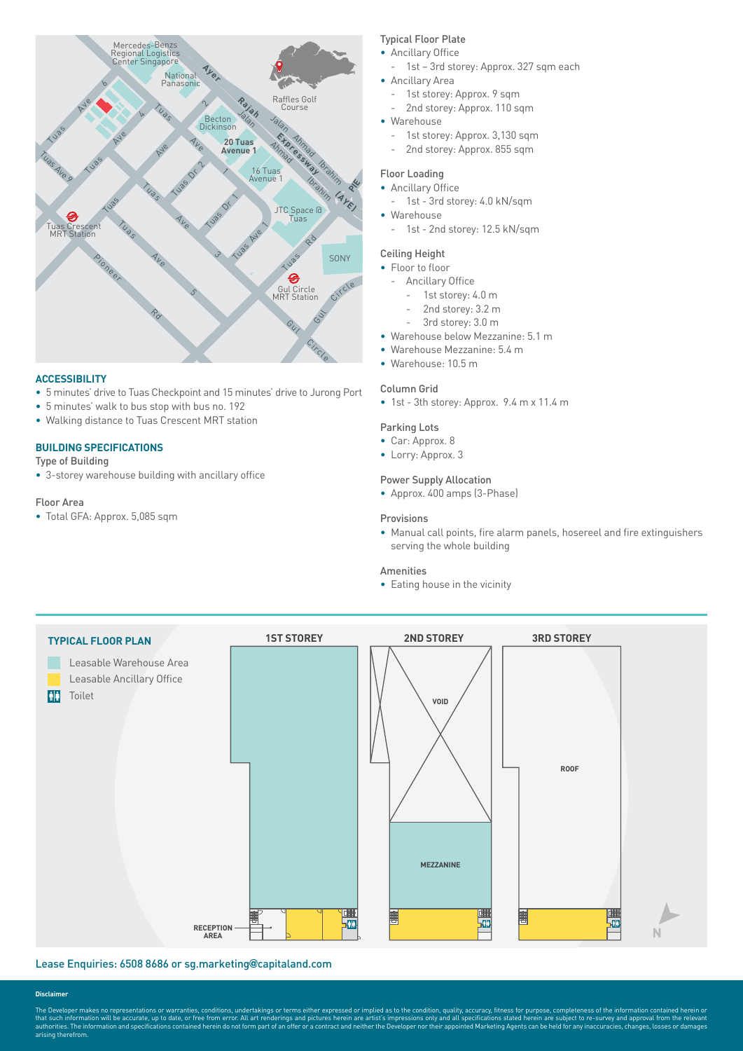## ACCESSIBILITY

- 5 minutes' drive to Tuas Checkpoint and 15 minutes' drive to Jurong Port
- 5 minutes' walk to bus stop with bus no. 192
- Walking distance to Tuas Crescent MRT station

## BUILDING SPECIFICATIONS

Type of Building

- 3-storey warehouse building with ancillary office

Floor Area

- Total GFA: Approx. 5,085 sqm

Typical Floor Plate

- Ancillary Office
  - 1st – 3rd storey: Approx. 327 sqm each
- Ancillary Area
  - 1st storey: Approx. 9 sqm
  - 2nd storey: Approx. 110 sqm
- Warehouse
  - 1st storey: Approx. 3,130 sqm
  - 2nd storey: Approx. 855 sqm

Floor Loading

- Ancillary Office
  - 1st - 3rd storey: 4.0 kN/sqm
- Warehouse
  - 1st - 2nd storey: 12.5 kN/sqm

Ceiling Height

- Floor to floor
  - Ancillary Office
    - 1st storey: 4.0 m
    - 2nd storey: 3.2 m
    - 3rd storey: 3.0 m
- Warehouse below Mezzanine: 5.1 m
- Warehouse Mezzanine: 5.4 m
- Warehouse: 10.5 m

Column Grid

- 1st - 3th storey: Approx. 9.4 m x 11.4 m

Parking Lots

- Car: Approx. 8
- Lorry: Approx. 3

Power Supply Allocation

- Approx. 400 amps (3-Phase)

Provisions

- Manual call points, fire alarm panels, hosereel and fire extinguishers serving the whole building

Amenities

- Eating house in the vicinity

## TYPICAL FLOOR PLAN

Leasable Warehouse Area
Leasable Ancillary Office
Toilet

1ST STOREY
RECEPTION AREA

2ND STOREY
VOID
MEZZANINE

3RD STOREY
ROOF

N

Lease Enquiries: 6508 8686 or sg.marketing@capitaland.com

**Disclaimer**

The Developer makes no representations or warranties, conditions, undertakings or terms either expressed or implied as to the condition, quality, accuracy, fitness for purpose, completeness of the information contained herein or that such information will be accurate, up to date, or free from error. All art renderings and pictures herein are artist's impressions only and all specifications stated herein are subject to re-survey and approval from the relevant authorities. The information and specifications contained herein do not form part of an offer or a contract and neither the Developer nor their appointed Marketing Agents can be held for any inaccuracies, changes, losses or damages arising therefrom.